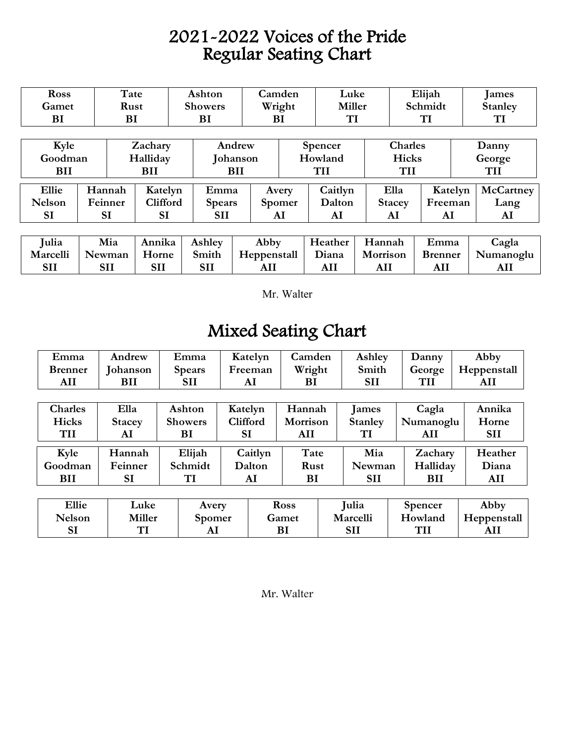# 2021-2022 Voices of the Pride
# Regular Seating Chart

| Ross Gamet BI | Tate Rust BI | Ashton Showers BI | Camden Wright BI | Luke Miller TI | Elijah Schmidt TI | James Stanley TI |
|---|---|---|---|---|---|---|

| Kyle Goodman BII | Zachary Halliday BII | Andrew Johanson BII | Spencer Howland TII | Charles Hicks TII | Danny George TII |
|---|---|---|---|---|---|

| Ellie Nelson SI | Hannah Feinner SI | Katelyn Clifford SI | Emma Spears SII | Avery Spomer AI | Caitlyn Dalton AI | Ella Stacey AI | Katelyn Freeman AI | McCartney Lang AI |
|---|---|---|---|---|---|---|---|---|

| Julia Marcelli SII | Mia Newman SII | Annika Horne SII | Ashley Smith SII | Abby Heppenstall AII | Heather Diana AII | Hannah Morrison AII | Emma Brenner AII | Cagla Numanoglu AII |
|---|---|---|---|---|---|---|---|---|

Mr. Walter

# Mixed Seating Chart

| Emma Brenner AII | Andrew Johanson BII | Emma Spears SII | Katelyn Freeman AI | Camden Wright BI | Ashley Smith SII | Danny George TII | Abby Heppenstall AII |
|---|---|---|---|---|---|---|---|

| Charles Hicks TII | Ella Stacey AI | Ashton Showers BI | Katelyn Clifford SI | Hannah Morrison AII | James Stanley TI | Cagla Numanoglu AII | Annika Horne SII |
|---|---|---|---|---|---|---|---|

| Kyle Goodman BII | Hannah Feinner SI | Elijah Schmidt TI | Caitlyn Dalton AI | Tate Rust BI | Mia Newman SII | Zachary Halliday BII | Heather Diana AII |
|---|---|---|---|---|---|---|---|

| Ellie Nelson SI | Luke Miller TI | Avery Spomer AI | Ross Gamet BI | Julia Marcelli SII | Spencer Howland TII | Abby Heppenstall AII |
|---|---|---|---|---|---|---|

Mr. Walter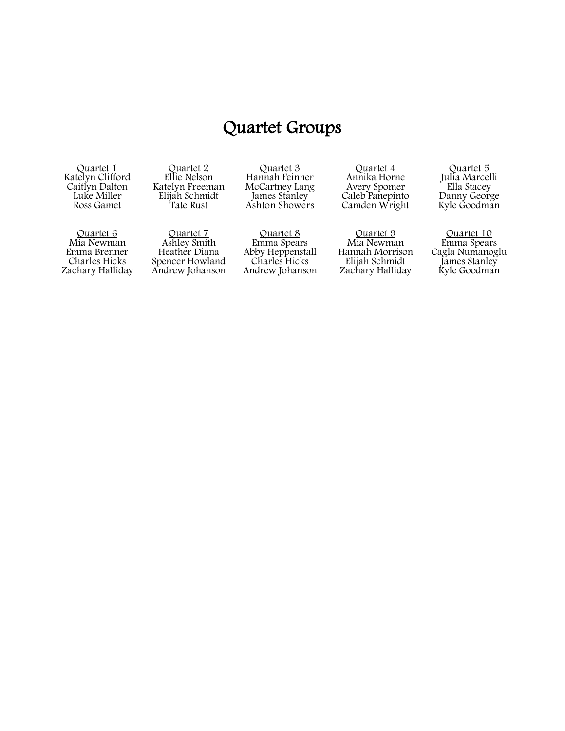# Quartet Groups

| Quartet 1 | Quartet 2 | Quartet 3 | Quartet 4 | Quartet 5 |
|---|---|---|---|---|
| Katelyn Clifford | Ellie Nelson | Hannah Feinner | Annika Horne | Julia Marcelli |
| Caitlyn Dalton | Katelyn Freeman | McCartney Lang | Avery Spomer | Ella Stacey |
| Luke Miller | Elijah Schmidt | James Stanley | Caleb Panepinto | Danny George |
| Ross Gamet | Tate Rust | Ashton Showers | Camden Wright | Kyle Goodman |

| Quartet 6 | Quartet 7 | Quartet 8 | Quartet 9 | Quartet 10 |
|---|---|---|---|---|
| Mia Newman | Ashley Smith | Emma Spears | Mia Newman | Emma Spears |
| Emma Brenner | Heather Diana | Abby Heppenstall | Hannah Morrison | Cagla Numanoglu |
| Charles Hicks | Spencer Howland | Charles Hicks | Elijah Schmidt | James Stanley |
| Zachary Halliday | Andrew Johanson | Andrew Johanson | Zachary Halliday | Kyle Goodman |